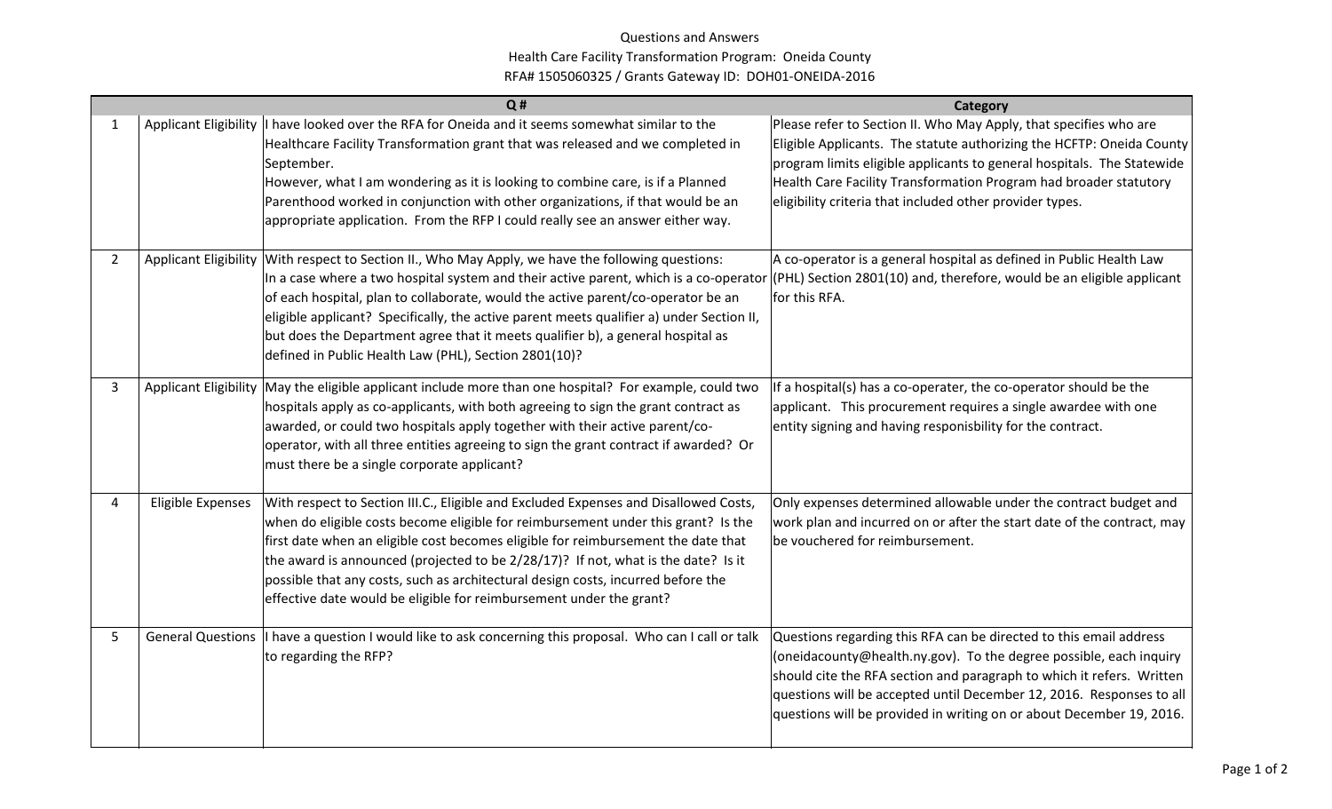Questions and Answers

Health Care Facility Transformation Program: Oneida County

RFA# 1505060325 / Grants Gateway ID: DOH01-ONEIDA-2016

| | | Q # | Category |
|---|---|---|---|
| 1 | Applicant Eligibility | I have looked over the RFA for Oneida and it seems somewhat similar to the Healthcare Facility Transformation grant that was released and we completed in September. However, what I am wondering as it is looking to combine care, is if a Planned Parenthood worked in conjunction with other organizations, if that would be an appropriate application. From the RFP I could really see an answer either way. | Please refer to Section II. Who May Apply, that specifies who are Eligible Applicants. The statute authorizing the HCFTP: Oneida County program limits eligible applicants to general hospitals. The Statewide Health Care Facility Transformation Program had broader statutory eligibility criteria that included other provider types. |
| 2 | Applicant Eligibility | With respect to Section II., Who May Apply, we have the following questions: In a case where a two hospital system and their active parent, which is a co-operator of each hospital, plan to collaborate, would the active parent/co-operator be an eligible applicant? Specifically, the active parent meets qualifier a) under Section II, but does the Department agree that it meets qualifier b), a general hospital as defined in Public Health Law (PHL), Section 2801(10)? | A co-operator is a general hospital as defined in Public Health Law (PHL) Section 2801(10) and, therefore, would be an eligible applicant for this RFA. |
| 3 | Applicant Eligibility | May the eligible applicant include more than one hospital? For example, could two hospitals apply as co-applicants, with both agreeing to sign the grant contract as awarded, or could two hospitals apply together with their active parent/co-operator, with all three entities agreeing to sign the grant contract if awarded? Or must there be a single corporate applicant? | If a hospital(s) has a co-operater, the co-operator should be the applicant. This procurement requires a single awardee with one entity signing and having responisbility for the contract. |
| 4 | Eligible Expenses | With respect to Section III.C., Eligible and Excluded Expenses and Disallowed Costs, when do eligible costs become eligible for reimbursement under this grant? Is the first date when an eligible cost becomes eligible for reimbursement the date that the award is announced (projected to be 2/28/17)? If not, what is the date? Is it possible that any costs, such as architectural design costs, incurred before the effective date would be eligible for reimbursement under the grant? | Only expenses determined allowable under the contract budget and work plan and incurred on or after the start date of the contract, may be vouchered for reimbursement. |
| 5 | General Questions | I have a question I would like to ask concerning this proposal. Who can I call or talk to regarding the RFP? | Questions regarding this RFA can be directed to this email address (oneidacounty@health.ny.gov). To the degree possible, each inquiry should cite the RFA section and paragraph to which it refers. Written questions will be accepted until December 12, 2016. Responses to all questions will be provided in writing on or about December 19, 2016. |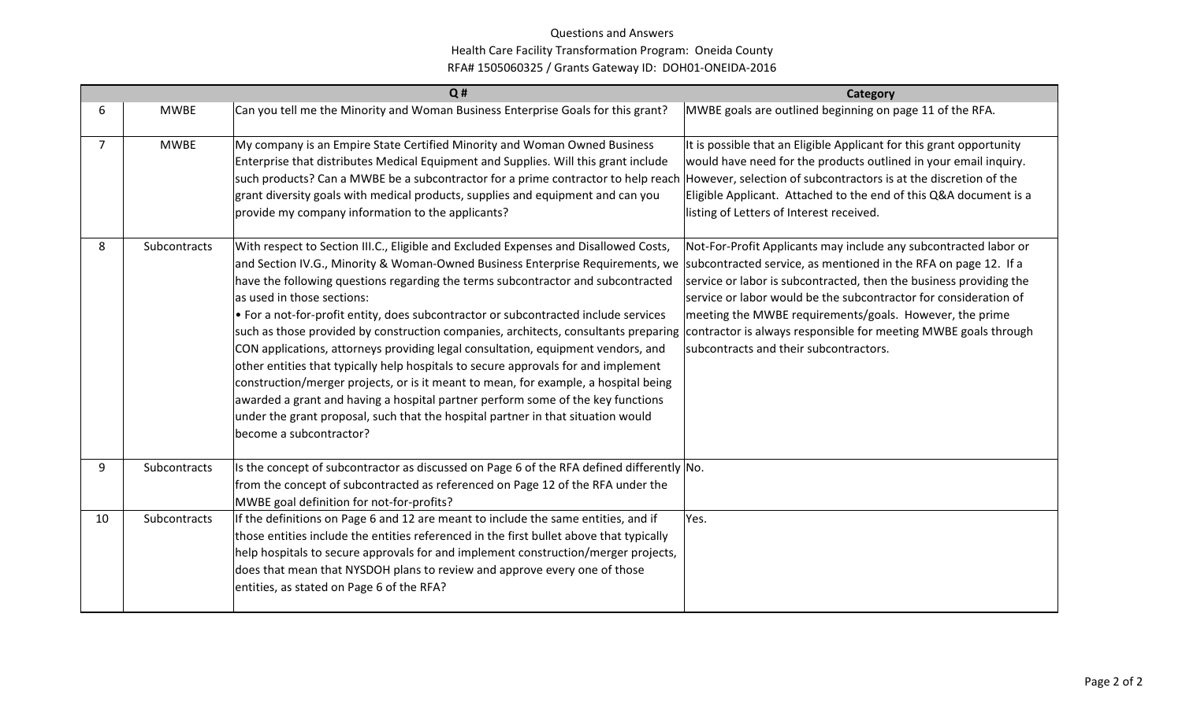Questions and Answers

Health Care Facility Transformation Program: Oneida County

RFA# 1505060325 / Grants Gateway ID: DOH01-ONEIDA-2016

| Q# | | | Category |
|---|---|---|---|
| 6 | MWBE | Can you tell me the Minority and Woman Business Enterprise Goals for this grant? | MWBE goals are outlined beginning on page 11 of the RFA. |
| 7 | MWBE | My company is an Empire State Certified Minority and Woman Owned Business Enterprise that distributes Medical Equipment and Supplies. Will this grant include such products? Can a MWBE be a subcontractor for a prime contractor to help reach grant diversity goals with medical products, supplies and equipment and can you provide my company information to the applicants? | It is possible that an Eligible Applicant for this grant opportunity would have need for the products outlined in your email inquiry. However, selection of subcontractors is at the discretion of the Eligible Applicant. Attached to the end of this Q&A document is a listing of Letters of Interest received. |
| 8 | Subcontracts | With respect to Section III.C., Eligible and Excluded Expenses and Disallowed Costs, and Section IV.G., Minority & Woman-Owned Business Enterprise Requirements, we have the following questions regarding the terms subcontractor and subcontracted as used in those sections:<br>• For a not-for-profit entity, does subcontractor or subcontracted include services such as those provided by construction companies, architects, consultants preparing CON applications, attorneys providing legal consultation, equipment vendors, and other entities that typically help hospitals to secure approvals for and implement construction/merger projects, or is it meant to mean, for example, a hospital being awarded a grant and having a hospital partner perform some of the key functions under the grant proposal, such that the hospital partner in that situation would become a subcontractor? | Not-For-Profit Applicants may include any subcontracted labor or subcontracted service, as mentioned in the RFA on page 12. If a service or labor is subcontracted, then the business providing the service or labor would be the subcontractor for consideration of meeting the MWBE requirements/goals. However, the prime contractor is always responsible for meeting MWBE goals through subcontracts and their subcontractors. |
| 9 | Subcontracts | Is the concept of subcontractor as discussed on Page 6 of the RFA defined differently from the concept of subcontracted as referenced on Page 12 of the RFA under the MWBE goal definition for not-for-profits? | No. |
| 10 | Subcontracts | If the definitions on Page 6 and 12 are meant to include the same entities, and if those entities include the entities referenced in the first bullet above that typically help hospitals to secure approvals for and implement construction/merger projects, does that mean that NYSDOH plans to review and approve every one of those entities, as stated on Page 6 of the RFA? | Yes. |